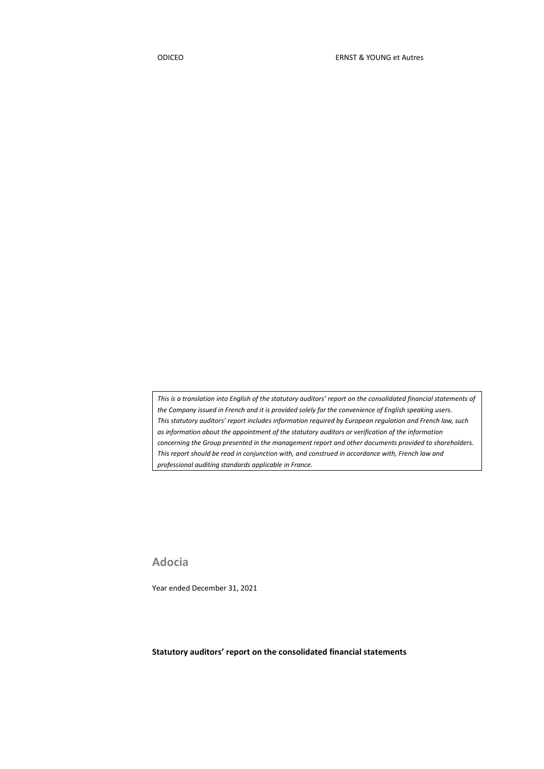ODICEO ERNST & YOUNG et Autres

*This is a translation into English of the statutory auditors' report on the consolidated financial statements of the Company issued in French and it is provided solely for the convenience of English speaking users. This statutory auditors' report includes information required by European regulation and French law, such as information about the appointment of the statutory auditors or verification of the information concerning the Group presented in the management report and other documents provided to shareholders. This report should be read in conjunction with, and construed in accordance with, French law and professional auditing standards applicable in France.*

# Adocia

Year ended December 31, 2021

**Statutory auditors' report on the consolidated financial statements**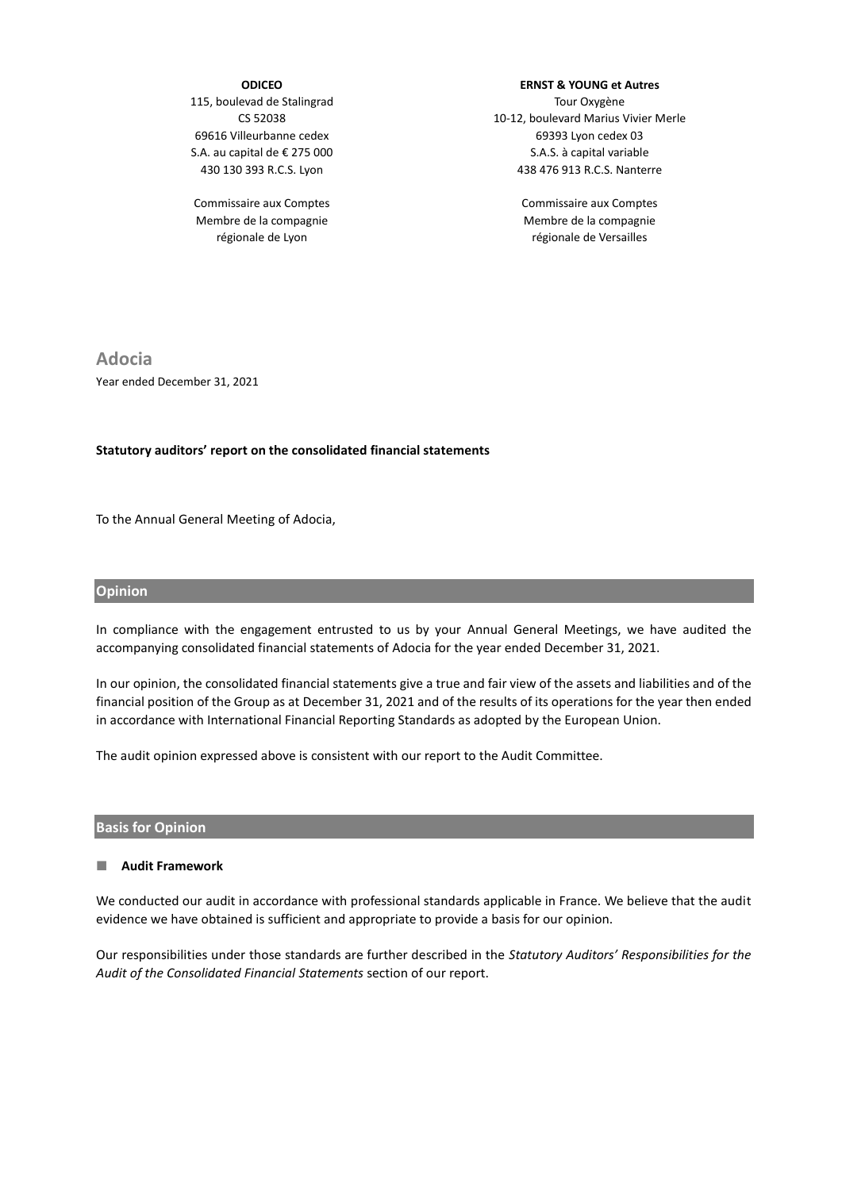**ODICEO**
115, boulevad de Stalingrad
CS 52038
69616 Villeurbanne cedex
S.A. au capital de € 275 000
430 130 393 R.C.S. Lyon

Commissaire aux Comptes
Membre de la compagnie
régionale de Lyon

**ERNST & YOUNG et Autres**
Tour Oxygène
10-12, boulevard Marius Vivier Merle
69393 Lyon cedex 03
S.A.S. à capital variable
438 476 913 R.C.S. Nanterre

Commissaire aux Comptes
Membre de la compagnie
régionale de Versailles

# Adocia

Year ended December 31, 2021

**Statutory auditors' report on the consolidated financial statements**

To the Annual General Meeting of Adocia,

## Opinion

In compliance with the engagement entrusted to us by your Annual General Meetings, we have audited the accompanying consolidated financial statements of Adocia for the year ended December 31, 2021.

In our opinion, the consolidated financial statements give a true and fair view of the assets and liabilities and of the financial position of the Group as at December 31, 2021 and of the results of its operations for the year then ended in accordance with International Financial Reporting Standards as adopted by the European Union.

The audit opinion expressed above is consistent with our report to the Audit Committee.

## Basis for Opinion

### Audit Framework

We conducted our audit in accordance with professional standards applicable in France. We believe that the audit evidence we have obtained is sufficient and appropriate to provide a basis for our opinion.

Our responsibilities under those standards are further described in the *Statutory Auditors' Responsibilities for the Audit of the Consolidated Financial Statements* section of our report.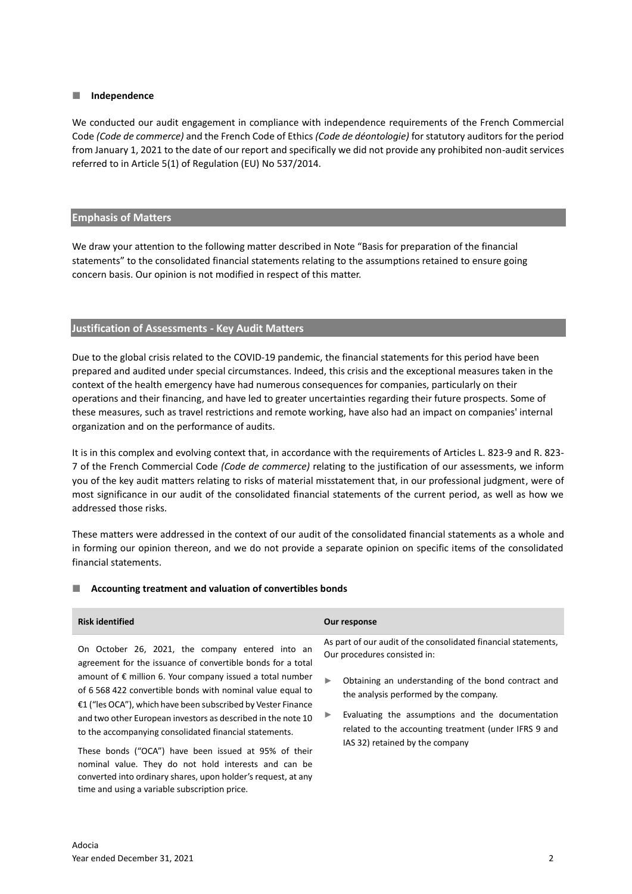#### Independence

We conducted our audit engagement in compliance with independence requirements of the French Commercial Code *(Code de commerce)* and the French Code of Ethics *(Code de déontologie)* for statutory auditors for the period from January 1, 2021 to the date of our report and specifically we did not provide any prohibited non-audit services referred to in Article 5(1) of Regulation (EU) No 537/2014.

## Emphasis of Matters

We draw your attention to the following matter described in Note "Basis for preparation of the financial statements" to the consolidated financial statements relating to the assumptions retained to ensure going concern basis. Our opinion is not modified in respect of this matter.

## Justification of Assessments - Key Audit Matters

Due to the global crisis related to the COVID-19 pandemic, the financial statements for this period have been prepared and audited under special circumstances. Indeed, this crisis and the exceptional measures taken in the context of the health emergency have had numerous consequences for companies, particularly on their operations and their financing, and have led to greater uncertainties regarding their future prospects. Some of these measures, such as travel restrictions and remote working, have also had an impact on companies' internal organization and on the performance of audits.

It is in this complex and evolving context that, in accordance with the requirements of Articles L. 823-9 and R. 823-7 of the French Commercial Code *(Code de commerce)* relating to the justification of our assessments, we inform you of the key audit matters relating to risks of material misstatement that, in our professional judgment, were of most significance in our audit of the consolidated financial statements of the current period, as well as how we addressed those risks.

These matters were addressed in the context of our audit of the consolidated financial statements as a whole and in forming our opinion thereon, and we do not provide a separate opinion on specific items of the consolidated financial statements.

#### Accounting treatment and valuation of convertibles bonds

| Risk identified | Our response |
| --- | --- |
| On October 26, 2021, the company entered into an agreement for the issuance of convertible bonds for a total amount of € million 6. Your company issued a total number of 6 568 422 convertible bonds with nominal value equal to €1 ("les OCA"), which have been subscribed by Vester Finance and two other European investors as described in the note 10 to the accompanying consolidated financial statements.<br><br>These bonds ("OCA") have been issued at 95% of their nominal value. They do not hold interests and can be converted into ordinary shares, upon holder's request, at any time and using a variable subscription price. | As part of our audit of the consolidated financial statements, Our procedures consisted in:<br><br>► Obtaining an understanding of the bond contract and the analysis performed by the company.<br><br>► Evaluating the assumptions and the documentation related to the accounting treatment (under IFRS 9 and IAS 32) retained by the company |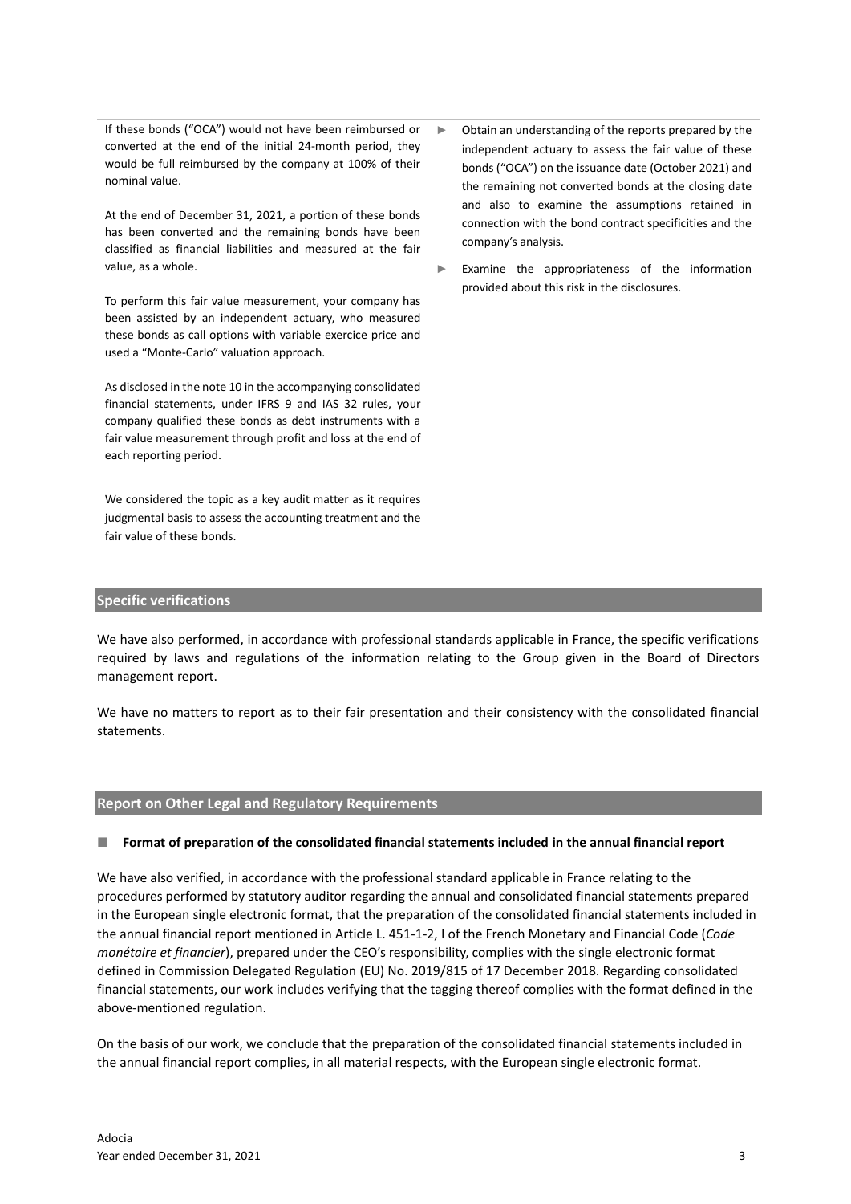| | |
|---|---|
| If these bonds ("OCA") would not have been reimbursed or converted at the end of the initial 24-month period, they would be full reimbursed by the company at 100% of their nominal value.<br><br>At the end of December 31, 2021, a portion of these bonds has been converted and the remaining bonds have been classified as financial liabilities and measured at the fair value, as a whole.<br><br>To perform this fair value measurement, your company has been assisted by an independent actuary, who measured these bonds as call options with variable exercice price and used a "Monte-Carlo" valuation approach.<br><br>As disclosed in the note 10 in the accompanying consolidated financial statements, under IFRS 9 and IAS 32 rules, your company qualified these bonds as debt instruments with a fair value measurement through profit and loss at the end of each reporting period.<br><br>We considered the topic as a key audit matter as it requires judgmental basis to assess the accounting treatment and the fair value of these bonds. | ► Obtain an understanding of the reports prepared by the independent actuary to assess the fair value of these bonds ("OCA") on the issuance date (October 2021) and the remaining not converted bonds at the closing date and also to examine the assumptions retained in connection with the bond contract specificities and the company's analysis.<br><br>► Examine the appropriateness of the information provided about this risk in the disclosures. |

## Specific verifications

We have also performed, in accordance with professional standards applicable in France, the specific verifications required by laws and regulations of the information relating to the Group given in the Board of Directors management report.

We have no matters to report as to their fair presentation and their consistency with the consolidated financial statements.

## Report on Other Legal and Regulatory Requirements

### Format of preparation of the consolidated financial statements included in the annual financial report

We have also verified, in accordance with the professional standard applicable in France relating to the procedures performed by statutory auditor regarding the annual and consolidated financial statements prepared in the European single electronic format, that the preparation of the consolidated financial statements included in the annual financial report mentioned in Article L. 451-1-2, I of the French Monetary and Financial Code (*Code monétaire et financier*), prepared under the CEO's responsibility, complies with the single electronic format defined in Commission Delegated Regulation (EU) No. 2019/815 of 17 December 2018. Regarding consolidated financial statements, our work includes verifying that the tagging thereof complies with the format defined in the above-mentioned regulation.

On the basis of our work, we conclude that the preparation of the consolidated financial statements included in the annual financial report complies, in all material respects, with the European single electronic format.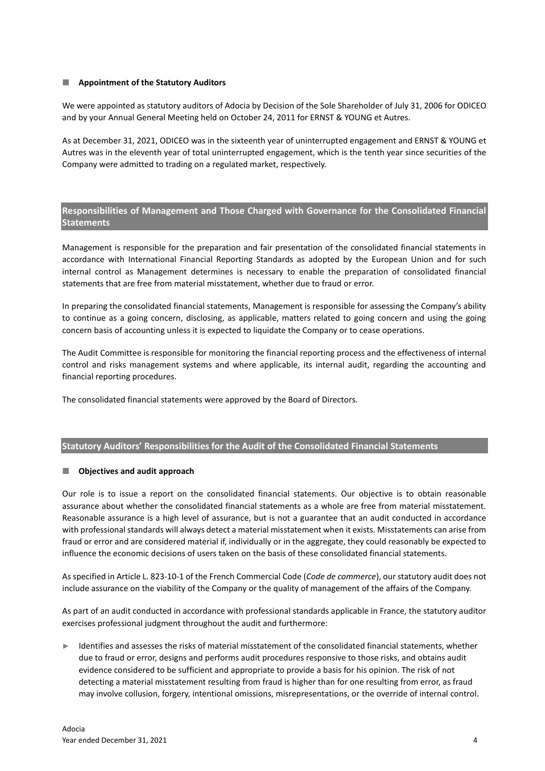### Appointment of the Statutory Auditors

We were appointed as statutory auditors of Adocia by Decision of the Sole Shareholder of July 31, 2006 for ODICEO and by your Annual General Meeting held on October 24, 2011 for ERNST & YOUNG et Autres.

As at December 31, 2021, ODICEO was in the sixteenth year of uninterrupted engagement and ERNST & YOUNG et Autres was in the eleventh year of total uninterrupted engagement, which is the tenth year since securities of the Company were admitted to trading on a regulated market, respectively.

## Responsibilities of Management and Those Charged with Governance for the Consolidated Financial Statements

Management is responsible for the preparation and fair presentation of the consolidated financial statements in accordance with International Financial Reporting Standards as adopted by the European Union and for such internal control as Management determines is necessary to enable the preparation of consolidated financial statements that are free from material misstatement, whether due to fraud or error.

In preparing the consolidated financial statements, Management is responsible for assessing the Company's ability to continue as a going concern, disclosing, as applicable, matters related to going concern and using the going concern basis of accounting unless it is expected to liquidate the Company or to cease operations.

The Audit Committee is responsible for monitoring the financial reporting process and the effectiveness of internal control and risks management systems and where applicable, its internal audit, regarding the accounting and financial reporting procedures.

The consolidated financial statements were approved by the Board of Directors.

## Statutory Auditors' Responsibilities for the Audit of the Consolidated Financial Statements

### Objectives and audit approach

Our role is to issue a report on the consolidated financial statements. Our objective is to obtain reasonable assurance about whether the consolidated financial statements as a whole are free from material misstatement. Reasonable assurance is a high level of assurance, but is not a guarantee that an audit conducted in accordance with professional standards will always detect a material misstatement when it exists. Misstatements can arise from fraud or error and are considered material if, individually or in the aggregate, they could reasonably be expected to influence the economic decisions of users taken on the basis of these consolidated financial statements.

As specified in Article L. 823-10-1 of the French Commercial Code (*Code de commerce*), our statutory audit does not include assurance on the viability of the Company or the quality of management of the affairs of the Company.

As part of an audit conducted in accordance with professional standards applicable in France, the statutory auditor exercises professional judgment throughout the audit and furthermore:

- Identifies and assesses the risks of material misstatement of the consolidated financial statements, whether due to fraud or error, designs and performs audit procedures responsive to those risks, and obtains audit evidence considered to be sufficient and appropriate to provide a basis for his opinion. The risk of not detecting a material misstatement resulting from fraud is higher than for one resulting from error, as fraud may involve collusion, forgery, intentional omissions, misrepresentations, or the override of internal control.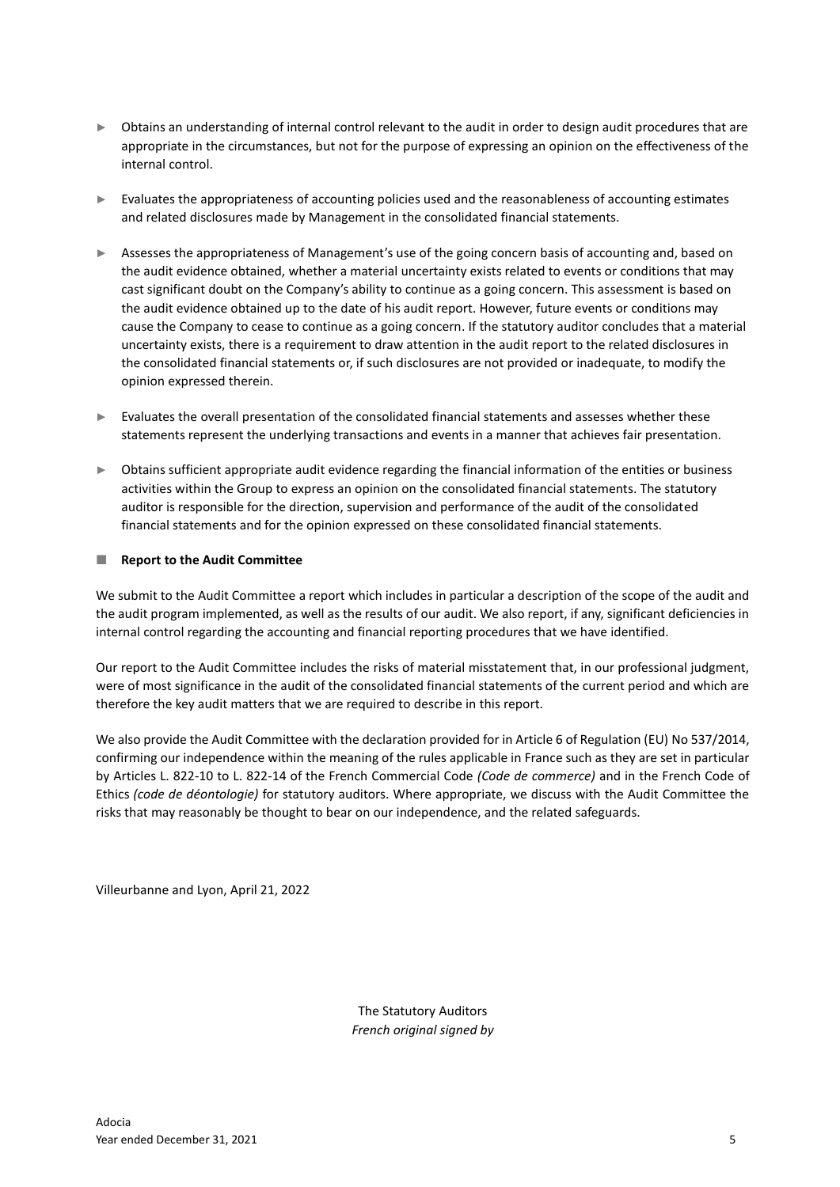- Obtains an understanding of internal control relevant to the audit in order to design audit procedures that are appropriate in the circumstances, but not for the purpose of expressing an opinion on the effectiveness of the internal control.

- Evaluates the appropriateness of accounting policies used and the reasonableness of accounting estimates and related disclosures made by Management in the consolidated financial statements.

- Assesses the appropriateness of Management's use of the going concern basis of accounting and, based on the audit evidence obtained, whether a material uncertainty exists related to events or conditions that may cast significant doubt on the Company's ability to continue as a going concern. This assessment is based on the audit evidence obtained up to the date of his audit report. However, future events or conditions may cause the Company to cease to continue as a going concern. If the statutory auditor concludes that a material uncertainty exists, there is a requirement to draw attention in the audit report to the related disclosures in the consolidated financial statements or, if such disclosures are not provided or inadequate, to modify the opinion expressed therein.

- Evaluates the overall presentation of the consolidated financial statements and assesses whether these statements represent the underlying transactions and events in a manner that achieves fair presentation.

- Obtains sufficient appropriate audit evidence regarding the financial information of the entities or business activities within the Group to express an opinion on the consolidated financial statements. The statutory auditor is responsible for the direction, supervision and performance of the audit of the consolidated financial statements and for the opinion expressed on these consolidated financial statements.

#### Report to the Audit Committee

We submit to the Audit Committee a report which includes in particular a description of the scope of the audit and the audit program implemented, as well as the results of our audit. We also report, if any, significant deficiencies in internal control regarding the accounting and financial reporting procedures that we have identified.

Our report to the Audit Committee includes the risks of material misstatement that, in our professional judgment, were of most significance in the audit of the consolidated financial statements of the current period and which are therefore the key audit matters that we are required to describe in this report.

We also provide the Audit Committee with the declaration provided for in Article 6 of Regulation (EU) No 537/2014, confirming our independence within the meaning of the rules applicable in France such as they are set in particular by Articles L. 822-10 to L. 822-14 of the French Commercial Code *(Code de commerce)* and in the French Code of Ethics *(code de déontologie)* for statutory auditors. Where appropriate, we discuss with the Audit Committee the risks that may reasonably be thought to bear on our independence, and the related safeguards.

Villeurbanne and Lyon, April 21, 2022

The Statutory Auditors
*French original signed by*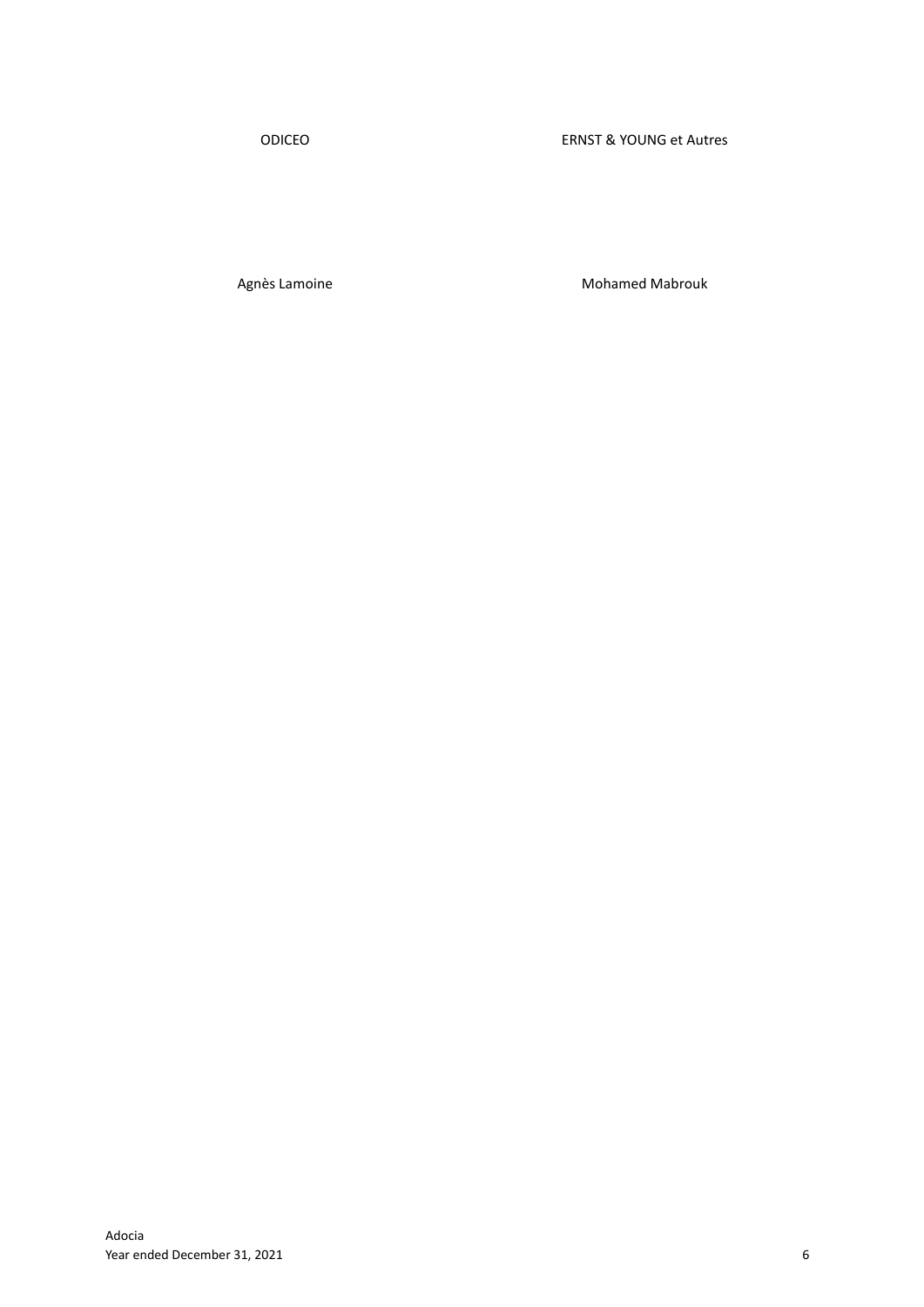| | |
|---|---|
| ODICEO | ERNST & YOUNG et Autres |
| Agnès Lamoine | Mohamed Mabrouk |